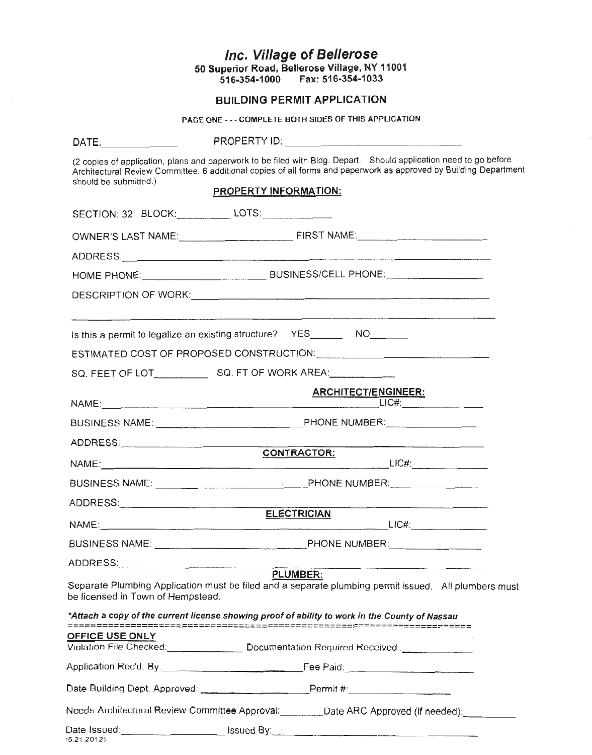# *Inc. Village of Bellerose*

**50 Superior Road, Bellerose Village, NY 11001**
**516-354-1000 Fax: 516-354-1033**

## BUILDING PERMIT APPLICATION

**PAGE ONE - - - COMPLETE BOTH SIDES OF THIS APPLICATION**

DATE:______________ PROPERTY ID: ______________________________

(2 copies of application, plans and paperwork to be filed with Bldg. Depart. Should application need to go before Architectural Review Committee, 6 additional copies of all forms and paperwork as approved by Building Department should be submitted.)

### PROPERTY INFORMATION:

SECTION: 32 BLOCK:__________ LOTS:____________

OWNER'S LAST NAME:____________________ FIRST NAME:______________________

ADDRESS:______________________________________________________________

HOME PHONE:____________________ BUSINESS/CELL PHONE:________________

DESCRIPTION OF WORK:___________________________________________________

______________________________________________________________________

Is this a permit to legalize an existing structure? YES______ NO______

ESTIMATED COST OF PROPOSED CONSTRUCTION:_____________________________

SQ. FEET OF LOT__________ SQ. FT OF WORK AREA:___________

### ARCHITECT/ENGINEER:

NAME:____________________________________________ LIC#:______________

BUSINESS NAME: ________________________ PHONE NUMBER:________________

ADDRESS:______________________________________________________________

### CONTRACTOR:

NAME:____________________________________________ LIC#:______________

BUSINESS NAME: ________________________ PHONE NUMBER:________________

ADDRESS:______________________________________________________________

### ELECTRICIAN

NAME:____________________________________________ LIC#:______________

BUSINESS NAME: ________________________ PHONE NUMBER:________________

ADDRESS:______________________________________________________________

### PLUMBER:

Separate Plumbing Application must be filed and a separate plumbing permit issued. All plumbers must be licensed in Town of Hempstead.

***Attach a copy of the current license showing proof of ability to work in the County of Nassau***

==================================================================

**OFFICE USE ONLY**

Violation File Checked:______________ Documentation Required Received :____________

Application Rec'd. By:_________________________ Fee Paid:_______________________

Date Building Dept. Approved: ____________________ Permit #:___________________

Needs Architectural Review Committee Approval:________ Date ARC Approved (if needed):_________

Date Issued:___________________ Issued By:_______________________________________

(5.21.2012)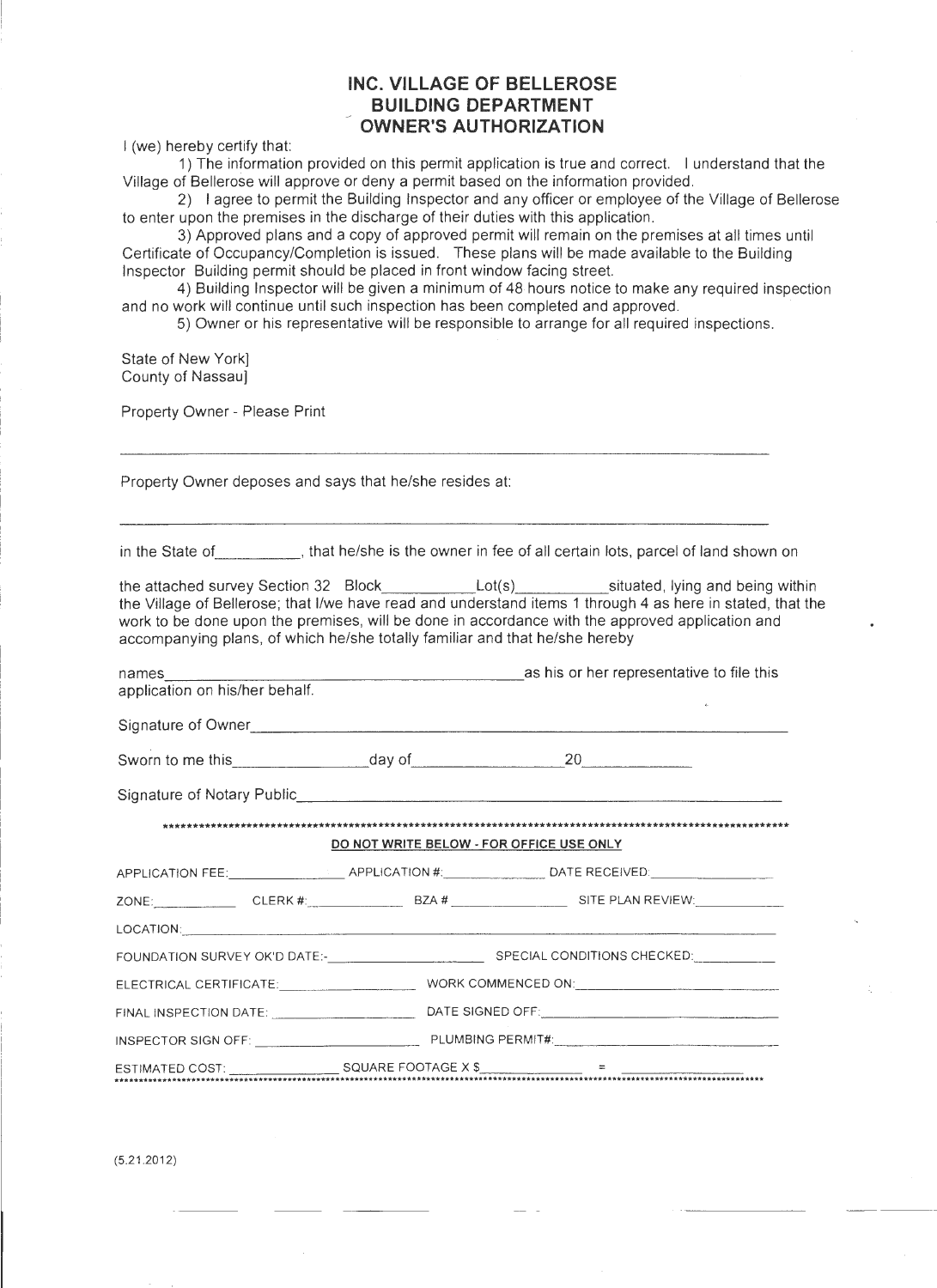# INC. VILLAGE OF BELLEROSE
## BUILDING DEPARTMENT
## OWNER'S AUTHORIZATION

I (we) hereby certify that:

1) The information provided on this permit application is true and correct. I understand that the Village of Bellerose will approve or deny a permit based on the information provided.

2) I agree to permit the Building Inspector and any officer or employee of the Village of Bellerose to enter upon the premises in the discharge of their duties with this application.

3) Approved plans and a copy of approved permit will remain on the premises at all times until Certificate of Occupancy/Completion is issued. These plans will be made available to the Building Inspector Building permit should be placed in front window facing street.

4) Building Inspector will be given a minimum of 48 hours notice to make any required inspection and no work will continue until such inspection has been completed and approved.

5) Owner or his representative will be responsible to arrange for all required inspections.

State of New York]
County of Nassau]

Property Owner - Please Print

______________________________________________________________________

Property Owner deposes and says that he/she resides at:

______________________________________________________________________

in the State of__________, that he/she is the owner in fee of all certain lots, parcel of land shown on

the attached survey Section 32 Block__________Lot(s)__________situated, lying and being within the Village of Bellerose; that I/we have read and understand items 1 through 4 as here in stated, that the work to be done upon the premises, will be done in accordance with the approved application and accompanying plans, of which he/she totally familiar and that he/she hereby

names______________________________________as his or her representative to file this application on his/her behalf.

Signature of Owner______________________________________________________

Sworn to me this______________day of________________20__________

Signature of Notary Public_________________________________________________

*****************************************************************************************************

**DO NOT WRITE BELOW - FOR OFFICE USE ONLY**

APPLICATION FEE:______________ APPLICATION #:_____________ DATE RECEIVED:______________

ZONE:__________ CLERK #:___________ BZA #______________ SITE PLAN REVIEW:___________

LOCATION:________________________________________________________________

FOUNDATION SURVEY OK'D DATE:-__________________ SPECIAL CONDITIONS CHECKED:__________

ELECTRICAL CERTIFICATE:________________ WORK COMMENCED ON:________________________

FINAL INSPECTION DATE: ________________ DATE SIGNED OFF:___________________________

INSPECTOR SIGN OFF: ____________________ PLUMBING PERMIT#:__________________________

ESTIMATED COST: ______________ SQUARE FOOTAGE X $______________ = ________________

*****************************************************************************************************

(5.21.2012)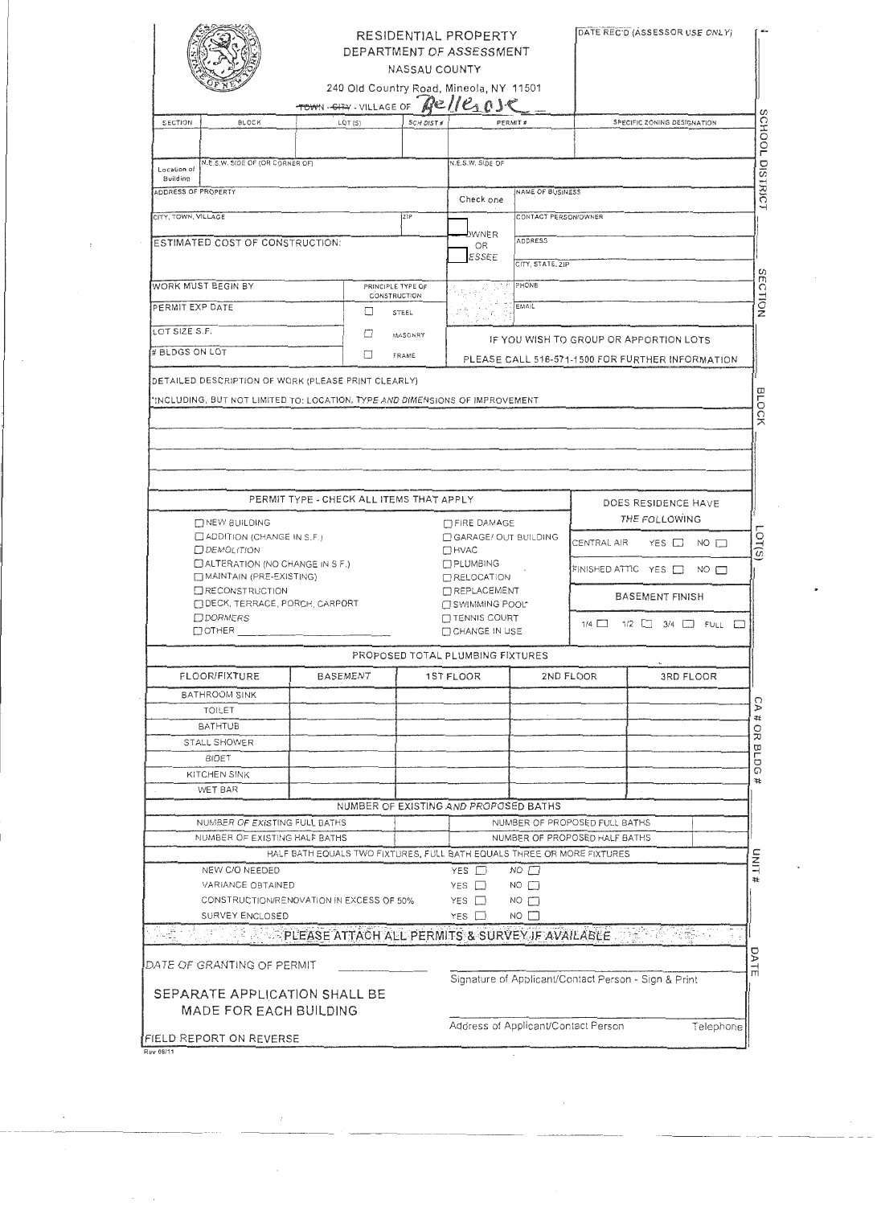# RESIDENTIAL PROPERTY
## DEPARTMENT OF ASSESSMENT
### NASSAU COUNTY

240 Old Country Road, Mineola, NY 11501

~~TOWN~~ - ~~CITY~~ - VILLAGE OF Bellrose

DATE REC'D (ASSESSOR USE ONLY)

| SECTION | BLOCK | LOT (S) | SCH DIST # | PERMIT # | SPECIFIC ZONING DESIGNATION |
|---|---|---|---|---|---|
| | | | | | |

| Location of Building | N.E.S.W. SIDE OF (OR CORNER OF) | N.E.S.W. SIDE OF |
|---|---|---|
| | | |

| ADDRESS OF PROPERTY | | Check one | NAME OF BUSINESS |
|---|---|---|---|
| CITY, TOWN, VILLAGE | ZIP | ☐ OWNER OR ☐ LESSEE | CONTACT PERSON/OWNER |
| ESTIMATED COST OF CONSTRUCTION: | | | ADDRESS |
| | | | CITY, STATE, ZIP |
| WORK MUST BEGIN BY | PRINCIPLE TYPE OF CONSTRUCTION | | PHONE |
| PERMIT EXP DATE | ☐ STEEL | | EMAIL |
| LOT SIZE S.F. | ☐ MASONRY | | IF YOU WISH TO GROUP OR APPORTION LOTS |
| # BLDGS ON LOT | ☐ FRAME | | PLEASE CALL 516-571-1500 FOR FURTHER INFORMATION |

DETAILED DESCRIPTION OF WORK (PLEASE PRINT CLEARLY)

INCLUDING, BUT NOT LIMITED TO: LOCATION, TYPE AND DIMENSIONS OF IMPROVEMENT

| PERMIT TYPE - CHECK ALL ITEMS THAT APPLY | | DOES RESIDENCE HAVE THE FOLLOWING |
|---|---|---|
| ☐ NEW BUILDING | ☐ FIRE DAMAGE | |
| ☐ ADDITION (CHANGE IN S.F.) | ☐ GARAGE/ OUT BUILDING | CENTRAL AIR YES ☐ NO ☐ |
| ☐ DEMOLITION | ☐ HVAC | |
| ☐ ALTERATION (NO CHANGE IN S.F.) | ☐ PLUMBING | FINISHED ATTIC YES ☐ NO ☐ |
| ☐ MAINTAIN (PRE-EXISTING) | ☐ RELOCATION | |
| ☐ RECONSTRUCTION | ☐ REPLACEMENT | BASEMENT FINISH |
| ☐ DECK, TERRACE, PORCH, CARPORT | ☐ SWIMMING POOL | |
| ☐ DORMERS | ☐ TENNIS COURT | 1/4 ☐ 1/2 ☐ 3/4 ☐ FULL ☐ |
| ☐ OTHER ______ | ☐ CHANGE IN USE | |

PROPOSED TOTAL PLUMBING FIXTURES

| FLOOR/FIXTURE | BASEMENT | 1ST FLOOR | 2ND FLOOR | 3RD FLOOR |
|---|---|---|---|---|
| BATHROOM SINK | | | | |
| TOILET | | | | |
| BATHTUB | | | | |
| STALL SHOWER | | | | |
| BIDET | | | | |
| KITCHEN SINK | | | | |
| WET BAR | | | | |

NUMBER OF EXISTING AND PROPOSED BATHS

| NUMBER OF EXISTING FULL BATHS | | NUMBER OF PROPOSED FULL BATHS | |
|---|---|---|---|
| NUMBER OF EXISTING HALF BATHS | | NUMBER OF PROPOSED HALF BATHS | |

HALF BATH EQUALS TWO FIXTURES, FULL BATH EQUALS THREE OR MORE FIXTURES

| | | |
|---|---|---|
| NEW C/O NEEDED | YES ☐ | NO ☐ |
| VARIANCE OBTAINED | YES ☐ | NO ☐ |
| CONSTRUCTION/RENOVATION IN EXCESS OF 50% | YES ☐ | NO ☐ |
| SURVEY ENCLOSED | YES ☐ | NO ☐ |

**PLEASE ATTACH ALL PERMITS & SURVEY IF AVAILABLE**

DATE OF GRANTING OF PERMIT ____________

Signature of Applicant/Contact Person - Sign & Print

**SEPARATE APPLICATION SHALL BE MADE FOR EACH BUILDING**

Address of Applicant/Contact Person Telephone

FIELD REPORT ON REVERSE

Rev 08/11

SCHOOL DISTRICT
SECTION
BLOCK
LOT(S)
CA # OR BLDG #
UNIT #
DATE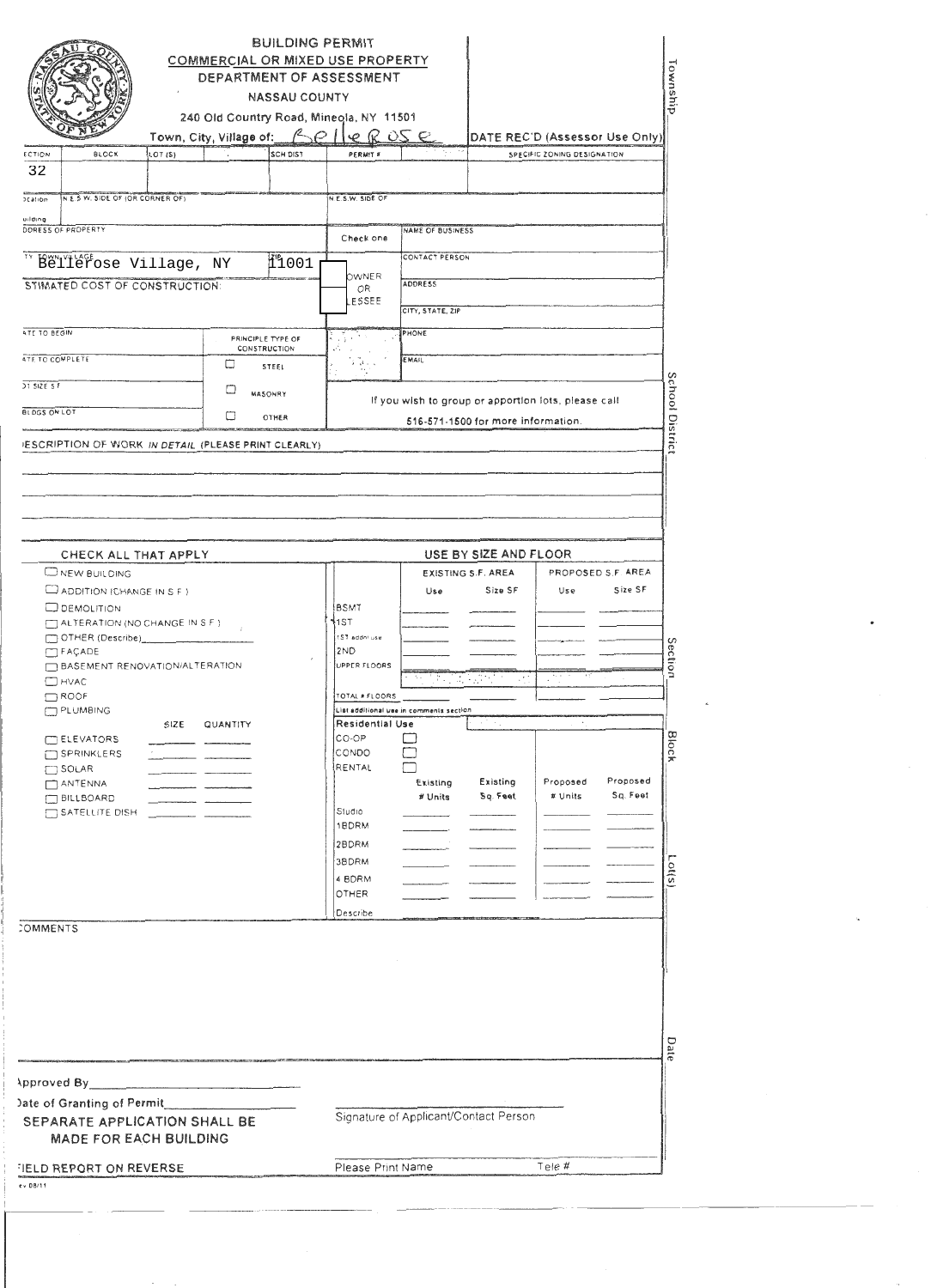# BUILDING PERMIT

## COMMERCIAL OR MIXED USE PROPERTY

DEPARTMENT OF ASSESSMENT

NASSAU COUNTY

240 Old Country Road, Mineola, NY 11501

Town, City, Village of: Bellerose

DATE REC'D (Assessor Use Only)

| SECTION | BLOCK | LOT (S) | | SCH DIST | PERMIT # | | SPECIFIC ZONING DESIGNATION |
|---|---|---|---|---|---|---|---|
| 32 | | | | | | | |

Location of Building: N.E.S.W. SIDE OF (OR CORNER OF) | N.E.S.W. SIDE OF

ADDRESS OF PROPERTY

CITY, TOWN, VILLAGE: Bellerose Village, NY ZIP: 11001

ESTIMATED COST OF CONSTRUCTION:

DATE TO BEGIN

DATE TO COMPLETE

LOT SIZE S.F.

BLDGS ON LOT

PRINCIPLE TYPE OF CONSTRUCTION
- ☐ STEEL
- ☐ MASONRY
- ☐ OTHER

Check one
- ☐ OWNER OR
- ☐ LESSEE

NAME OF BUSINESS

CONTACT PERSON

ADDRESS

CITY, STATE, ZIP

PHONE

EMAIL

If you wish to group or apportion lots, please call 516-571-1500 for more information.

DESCRIPTION OF WORK *IN DETAIL* (PLEASE PRINT CLEARLY)

## CHECK ALL THAT APPLY

- ☐ NEW BUILDING
- ☐ ADDITION (CHANGE IN S.F.)
- ☐ DEMOLITION
- ☐ ALTERATION (NO CHANGE IN S.F.)
- ☐ OTHER (Describe)________________
- ☐ FAÇADE
- ☐ BASEMENT RENOVATION/ALTERATION
- ☐ HVAC
- ☐ ROOF
- ☐ PLUMBING

| | SIZE | QUANTITY |
|---|---|---|
| ☐ ELEVATORS | | |
| ☐ SPRINKLERS | | |
| ☐ SOLAR | | |
| ☐ ANTENNA | | |
| ☐ BILLBOARD | | |
| ☐ SATELLITE DISH | | |

## USE BY SIZE AND FLOOR

| | EXISTING S.F. AREA | | PROPOSED S.F. AREA | |
|---|---|---|---|---|
| | Use | Size SF | Use | Size SF |
| BSMT | | | | |
| 1ST | | | | |
| 1ST addnl use | | | | |
| 2ND | | | | |
| UPPER FLOORS | | | | |
| TOTAL # FLOORS | | | | |

List additional use in comments section

| Residential Use | | | | | |
|---|---|---|---|---|---|
| CO-OP ☐ | | | | | |
| CONDO ☐ | | | | | |
| RENTAL ☐ | | | | | |
| | Existing # Units | Existing Sq. Feet | Proposed # Units | Proposed Sq. Feet |
| Studio | | | | |
| 1BDRM | | | | |
| 2BDRM | | | | |
| 3BDRM | | | | |
| 4 BDRM | | | | |
| OTHER | | | | |
| Describe | | | | |

COMMENTS

Approved By________________________

Date of Granting of Permit________________

**SEPARATE APPLICATION SHALL BE MADE FOR EACH BUILDING**

FIELD REPORT ON REVERSE

Rev 08/11

Signature of Applicant/Contact Person

Please Print Name Tele #

Township | School District | Section | Block | Lot(s) | Date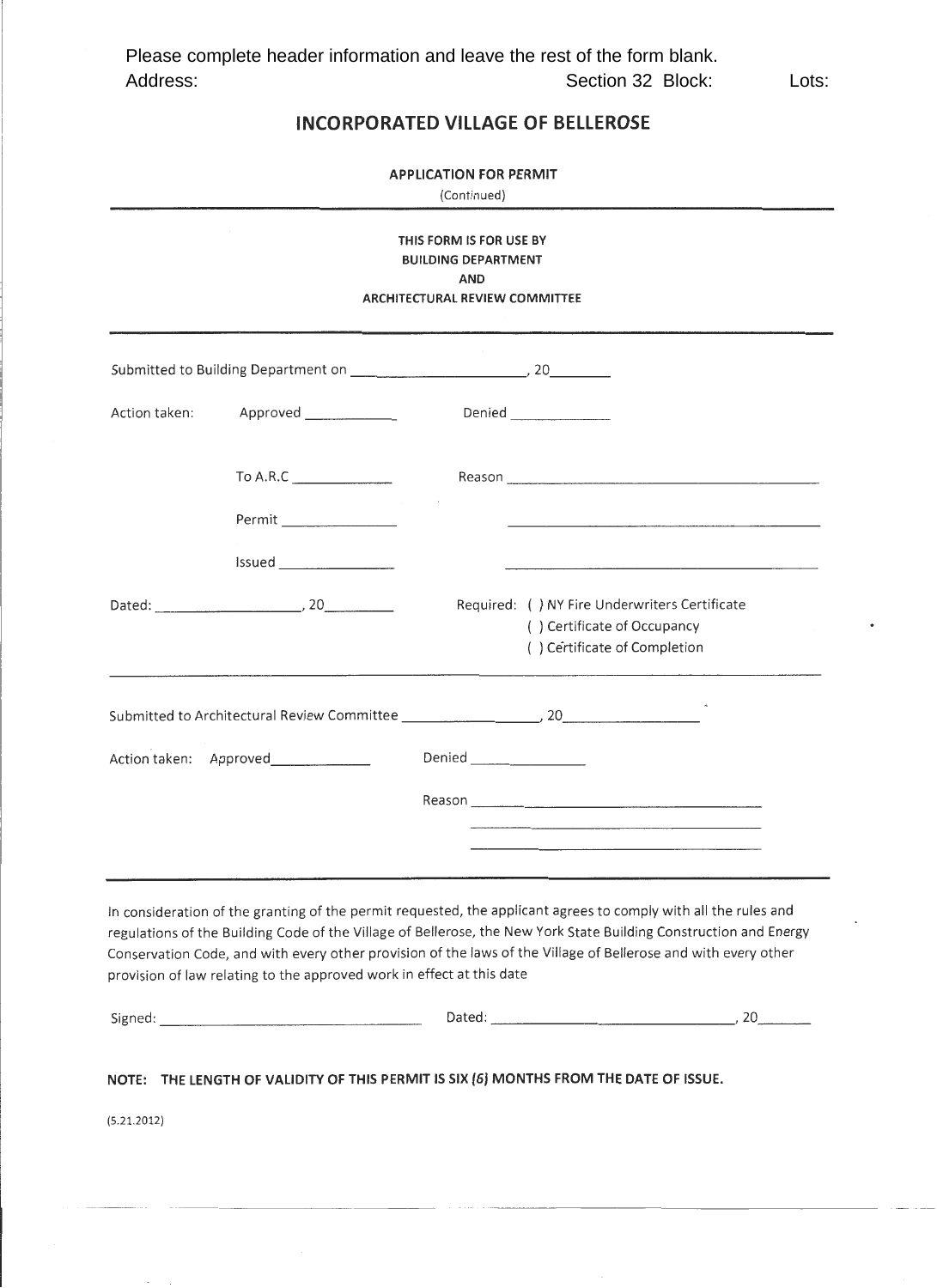Please complete header information and leave the rest of the form blank.

Address: Section 32 Block: Lots:

# INCORPORATED VILLAGE OF BELLEROSE

**APPLICATION FOR PERMIT**

(Continued)

---

**THIS FORM IS FOR USE BY**
**BUILDING DEPARTMENT**
**AND**
**ARCHITECTURAL REVIEW COMMITTEE**

---

Submitted to Building Department on ______________________, 20________

Action taken: Approved ____________ Denied _____________

To A.R.C _____________ Reason ________________________________________

Permit _______________ ________________________________________

Issued _______________ ________________________________________

Dated: ___________________, 20_________

Required: ( ) NY Fire Underwriters Certificate
( ) Certificate of Occupancy
( ) Certificate of Completion

---

Submitted to Architectural Review Committee ________________, 20_________________

Action taken: Approved_____________ Denied _______________

Reason ___________________________________

___________________________________

___________________________________

---

In consideration of the granting of the permit requested, the applicant agrees to comply with all the rules and regulations of the Building Code of the Village of Bellerose, the New York State Building Construction and Energy Conservation Code, and with every other provision of the laws of the Village of Bellerose and with every other provision of law relating to the approved work in effect at this date

Signed: ___________________________________ Dated: ________________________________, 20_______

**NOTE: THE LENGTH OF VALIDITY OF THIS PERMIT IS SIX (6) MONTHS FROM THE DATE OF ISSUE.**

(5.21.2012)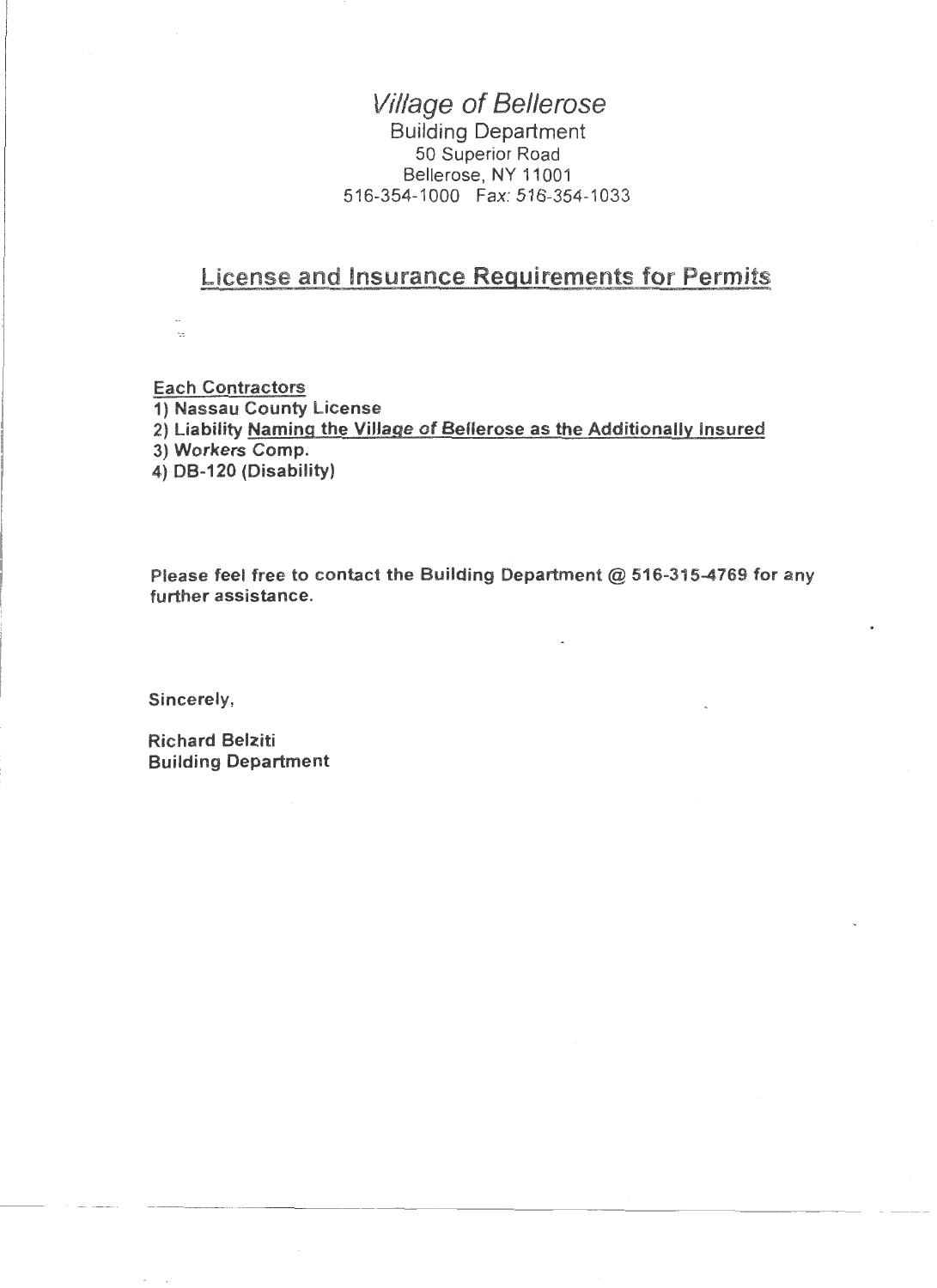# *Village of Bellerose*

Building Department
50 Superior Road
Bellerose, NY 11001
516-354-1000 Fax: 516-354-1033

## License and Insurance Requirements for Permits

**Each Contractors**

**1) Nassau County License**
**2) Liability Naming the Village of Bellerose as the Additionally Insured**
**3) Workers Comp.**
**4) DB-120 (Disability)**

**Please feel free to contact the Building Department @ 516-315-4769 for any further assistance.**

**Sincerely,**

**Richard Belziti**
**Building Department**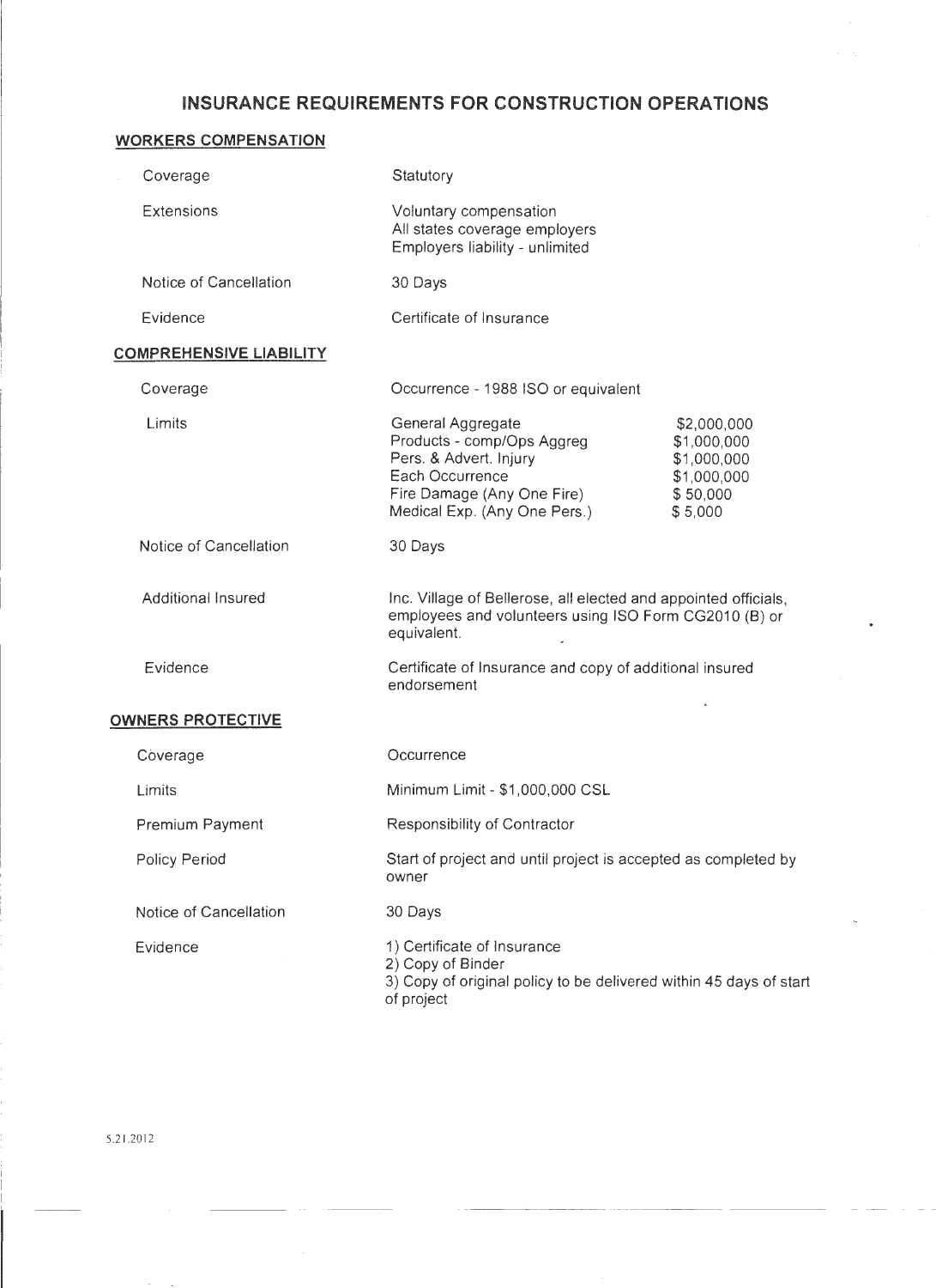# INSURANCE REQUIREMENTS FOR CONSTRUCTION OPERATIONS

## WORKERS COMPENSATION

| | |
|---|---|
| Coverage | Statutory |
| Extensions | Voluntary compensation<br>All states coverage employers<br>Employers liability - unlimited |
| Notice of Cancellation | 30 Days |
| Evidence | Certificate of Insurance |

## COMPREHENSIVE LIABILITY

| | | |
|---|---|---|
| Coverage | Occurrence - 1988 ISO or equivalent | |
| Limits | General Aggregate | $2,000,000 |
| | Products - comp/Ops Aggreg | $1,000,000 |
| | Pers. & Advert. Injury | $1,000,000 |
| | Each Occurrence | $1,000,000 |
| | Fire Damage (Any One Fire) | $ 50,000 |
| | Medical Exp. (Any One Pers.) | $ 5,000 |
| Notice of Cancellation | 30 Days | |
| Additional Insured | Inc. Village of Bellerose, all elected and appointed officials, employees and volunteers using ISO Form CG2010 (B) or equivalent. | |
| Evidence | Certificate of Insurance and copy of additional insured endorsement | |

## OWNERS PROTECTIVE

| | |
|---|---|
| Coverage | Occurrence |
| Limits | Minimum Limit - $1,000,000 CSL |
| Premium Payment | Responsibility of Contractor |
| Policy Period | Start of project and until project is accepted as completed by owner |
| Notice of Cancellation | 30 Days |
| Evidence | 1) Certificate of Insurance<br>2) Copy of Binder<br>3) Copy of original policy to be delivered within 45 days of start of project |

5.21.2012